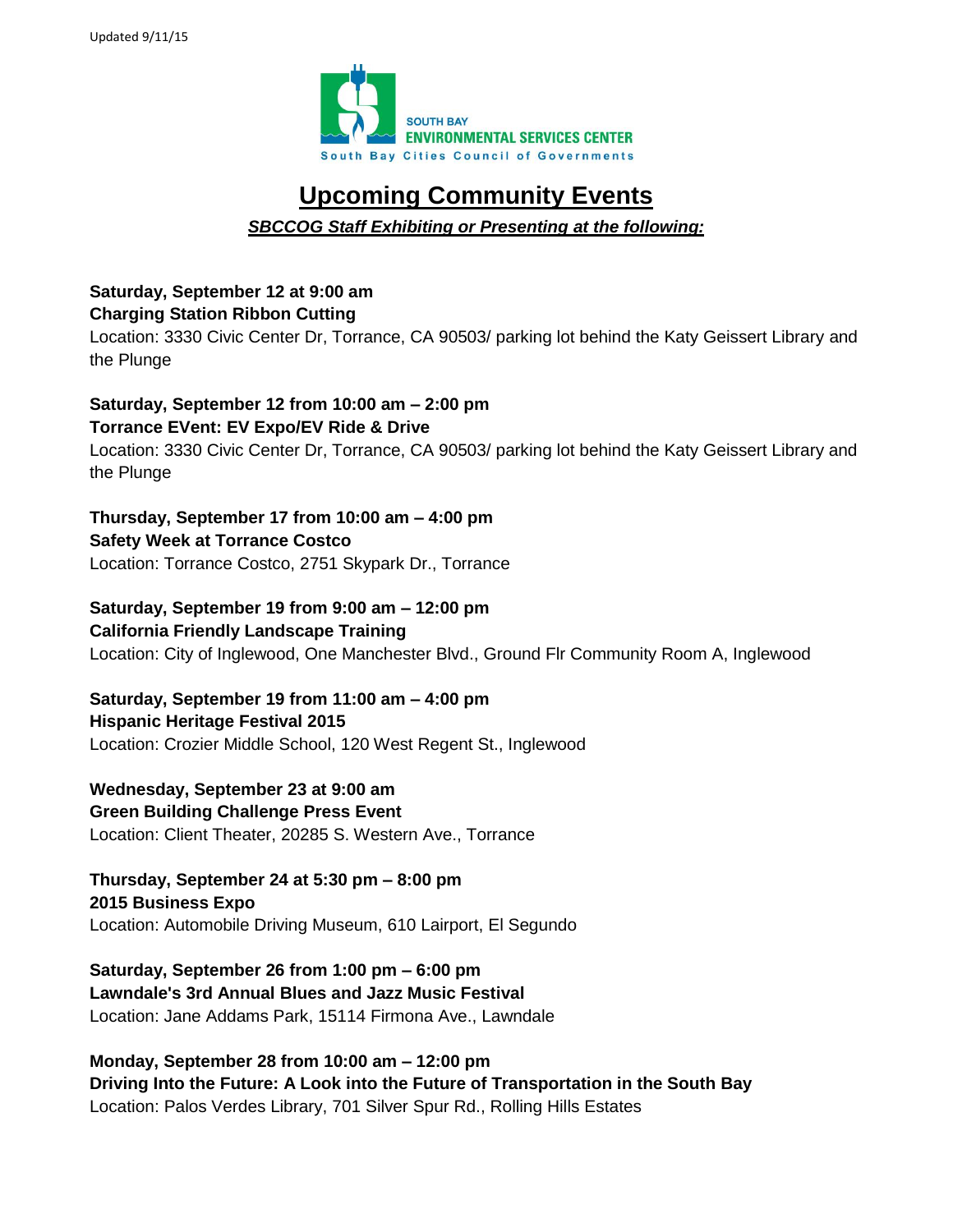Updated 9/11/15

SOUTH BAY
ENVIRONMENTAL SERVICES CENTER
South Bay Cities Council of Governments

# Upcoming Community Events

***SBCCOG Staff Exhibiting or Presenting at the following:***

**Saturday, September 12 at 9:00 am**
**Charging Station Ribbon Cutting**
Location: 3330 Civic Center Dr, Torrance, CA 90503/ parking lot behind the Katy Geissert Library and the Plunge

**Saturday, September 12 from 10:00 am – 2:00 pm**
**Torrance EVent: EV Expo/EV Ride & Drive**
Location: 3330 Civic Center Dr, Torrance, CA 90503/ parking lot behind the Katy Geissert Library and the Plunge

**Thursday, September 17 from 10:00 am – 4:00 pm**
**Safety Week at Torrance Costco**
Location: Torrance Costco, 2751 Skypark Dr., Torrance

**Saturday, September 19 from 9:00 am – 12:00 pm**
**California Friendly Landscape Training**
Location: City of Inglewood, One Manchester Blvd., Ground Flr Community Room A, Inglewood

**Saturday, September 19 from 11:00 am – 4:00 pm**
**Hispanic Heritage Festival 2015**
Location: Crozier Middle School, 120 West Regent St., Inglewood

**Wednesday, September 23 at 9:00 am**
**Green Building Challenge Press Event**
Location: Client Theater, 20285 S. Western Ave., Torrance

**Thursday, September 24 at 5:30 pm – 8:00 pm**
**2015 Business Expo**
Location: Automobile Driving Museum, 610 Lairport, El Segundo

**Saturday, September 26 from 1:00 pm – 6:00 pm**
**Lawndale's 3rd Annual Blues and Jazz Music Festival**
Location: Jane Addams Park, 15114 Firmona Ave., Lawndale

**Monday, September 28 from 10:00 am – 12:00 pm**
**Driving Into the Future: A Look into the Future of Transportation in the South Bay**
Location: Palos Verdes Library, 701 Silver Spur Rd., Rolling Hills Estates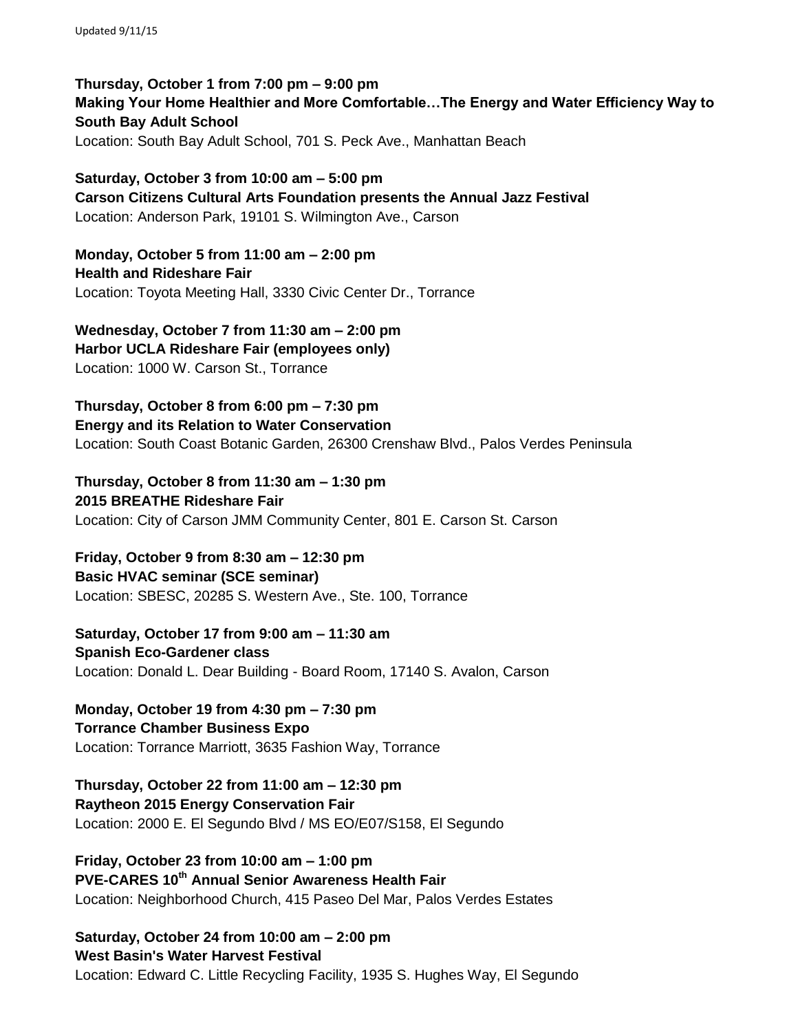**Thursday, October 1 from 7:00 pm – 9:00 pm**
**Making Your Home Healthier and More Comfortable…The Energy and Water Efficiency Way to South Bay Adult School**
Location: South Bay Adult School, 701 S. Peck Ave., Manhattan Beach

**Saturday, October 3 from 10:00 am – 5:00 pm**
**Carson Citizens Cultural Arts Foundation presents the Annual Jazz Festival**
Location: Anderson Park, 19101 S. Wilmington Ave., Carson

**Monday, October 5 from 11:00 am – 2:00 pm**
**Health and Rideshare Fair**
Location: Toyota Meeting Hall, 3330 Civic Center Dr., Torrance

**Wednesday, October 7 from 11:30 am – 2:00 pm**
**Harbor UCLA Rideshare Fair (employees only)**
Location: 1000 W. Carson St., Torrance

**Thursday, October 8 from 6:00 pm – 7:30 pm**
**Energy and its Relation to Water Conservation**
Location: South Coast Botanic Garden, 26300 Crenshaw Blvd., Palos Verdes Peninsula

**Thursday, October 8 from 11:30 am – 1:30 pm**
**2015 BREATHE Rideshare Fair**
Location: City of Carson JMM Community Center, 801 E. Carson St. Carson

**Friday, October 9 from 8:30 am – 12:30 pm**
**Basic HVAC seminar (SCE seminar)**
Location: SBESC, 20285 S. Western Ave., Ste. 100, Torrance

**Saturday, October 17 from 9:00 am – 11:30 am**
**Spanish Eco-Gardener class**
Location: Donald L. Dear Building - Board Room, 17140 S. Avalon, Carson

**Monday, October 19 from 4:30 pm – 7:30 pm**
**Torrance Chamber Business Expo**
Location: Torrance Marriott, 3635 Fashion Way, Torrance

**Thursday, October 22 from 11:00 am – 12:30 pm**
**Raytheon 2015 Energy Conservation Fair**
Location: 2000 E. El Segundo Blvd / MS EO/E07/S158, El Segundo

**Friday, October 23 from 10:00 am – 1:00 pm**
**PVE-CARES 10th Annual Senior Awareness Health Fair**
Location: Neighborhood Church, 415 Paseo Del Mar, Palos Verdes Estates

**Saturday, October 24 from 10:00 am – 2:00 pm**
**West Basin's Water Harvest Festival**
Location: Edward C. Little Recycling Facility, 1935 S. Hughes Way, El Segundo